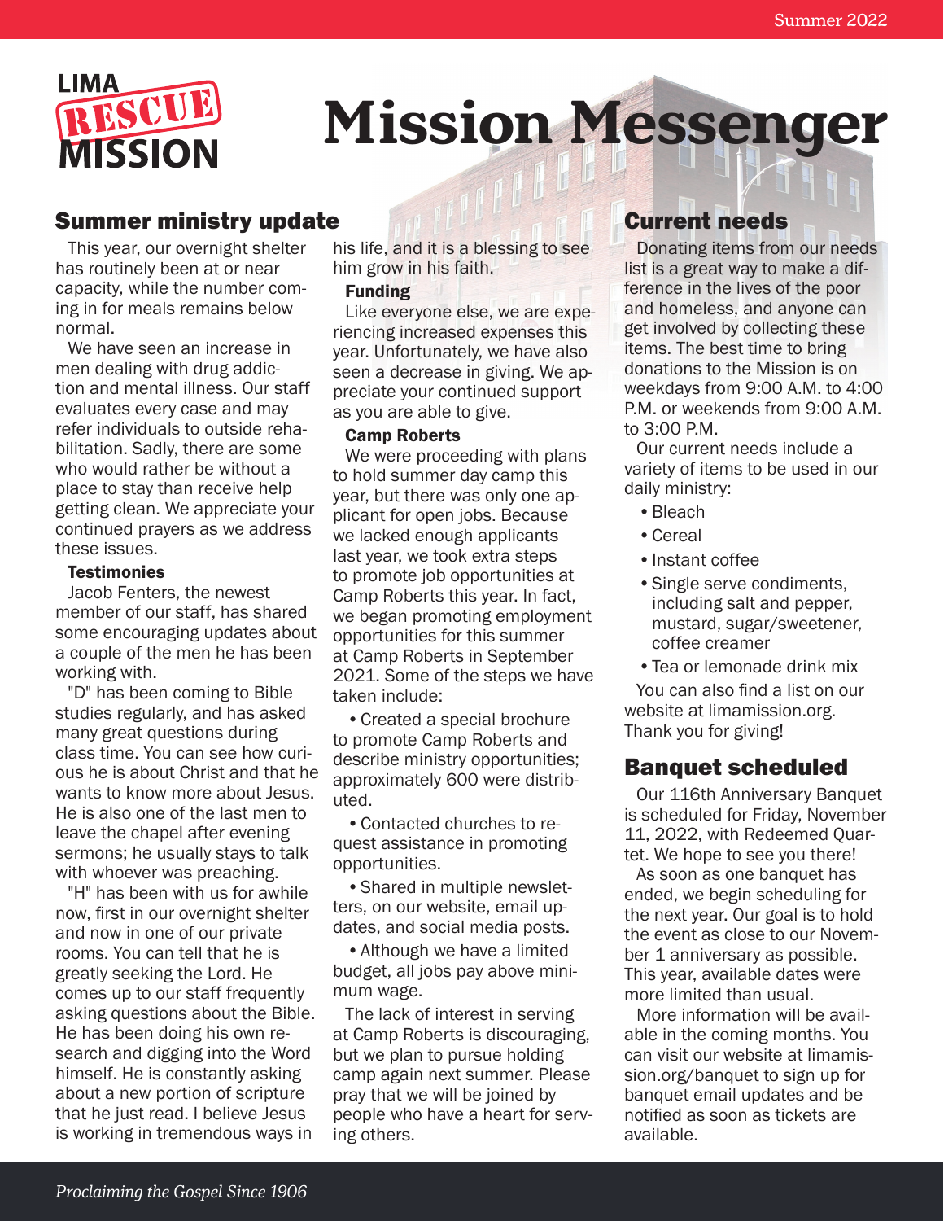# Mission Messenger

LIMA RESCUE MISSION

Summer 2022

## Summer ministry update

This year, our overnight shelter has routinely been at or near capacity, while the number coming in for meals remains below normal.

We have seen an increase in men dealing with drug addiction and mental illness. Our staff evaluates every case and may refer individuals to outside rehabilitation. Sadly, there are some who would rather be without a place to stay than receive help getting clean. We appreciate your continued prayers as we address these issues.

### Testimonies

Jacob Fenters, the newest member of our staff, has shared some encouraging updates about a couple of the men he has been working with.

"D" has been coming to Bible studies regularly, and has asked many great questions during class time. You can see how curious he is about Christ and that he wants to know more about Jesus. He is also one of the last men to leave the chapel after evening sermons; he usually stays to talk with whoever was preaching.

"H" has been with us for awhile now, first in our overnight shelter and now in one of our private rooms. You can tell that he is greatly seeking the Lord. He comes up to our staff frequently asking questions about the Bible. He has been doing his own research and digging into the Word himself. He is constantly asking about a new portion of scripture that he just read. I believe Jesus is working in tremendous ways in his life, and it is a blessing to see him grow in his faith.

### Funding

Like everyone else, we are experiencing increased expenses this year. Unfortunately, we have also seen a decrease in giving. We appreciate your continued support as you are able to give.

### Camp Roberts

We were proceeding with plans to hold summer day camp this year, but there was only one applicant for open jobs. Because we lacked enough applicants last year, we took extra steps to promote job opportunities at Camp Roberts this year. In fact, we began promoting employment opportunities for this summer at Camp Roberts in September 2021. Some of the steps we have taken include:

- Created a special brochure to promote Camp Roberts and describe ministry opportunities; approximately 600 were distributed.
- Contacted churches to request assistance in promoting opportunities.
- Shared in multiple newsletters, on our website, email updates, and social media posts.
- Although we have a limited budget, all jobs pay above minimum wage.

The lack of interest in serving at Camp Roberts is discouraging, but we plan to pursue holding camp again next summer. Please pray that we will be joined by people who have a heart for serving others.

## Current needs

Donating items from our needs list is a great way to make a difference in the lives of the poor and homeless, and anyone can get involved by collecting these items. The best time to bring donations to the Mission is on weekdays from 9:00 A.M. to 4:00 P.M. or weekends from 9:00 A.M. to 3:00 P.M.

Our current needs include a variety of items to be used in our daily ministry:

- Bleach
- Cereal
- Instant coffee
- Single serve condiments, including salt and pepper, mustard, sugar/sweetener, coffee creamer
- Tea or lemonade drink mix

You can also find a list on our website at limamission.org. Thank you for giving!

## Banquet scheduled

Our 116th Anniversary Banquet is scheduled for Friday, November 11, 2022, with Redeemed Quartet. We hope to see you there!

As soon as one banquet has ended, we begin scheduling for the next year. Our goal is to hold the event as close to our November 1 anniversary as possible. This year, available dates were more limited than usual.

More information will be available in the coming months. You can visit our website at limamission.org/banquet to sign up for banquet email updates and be notified as soon as tickets are available.

*Proclaiming the Gospel Since 1906*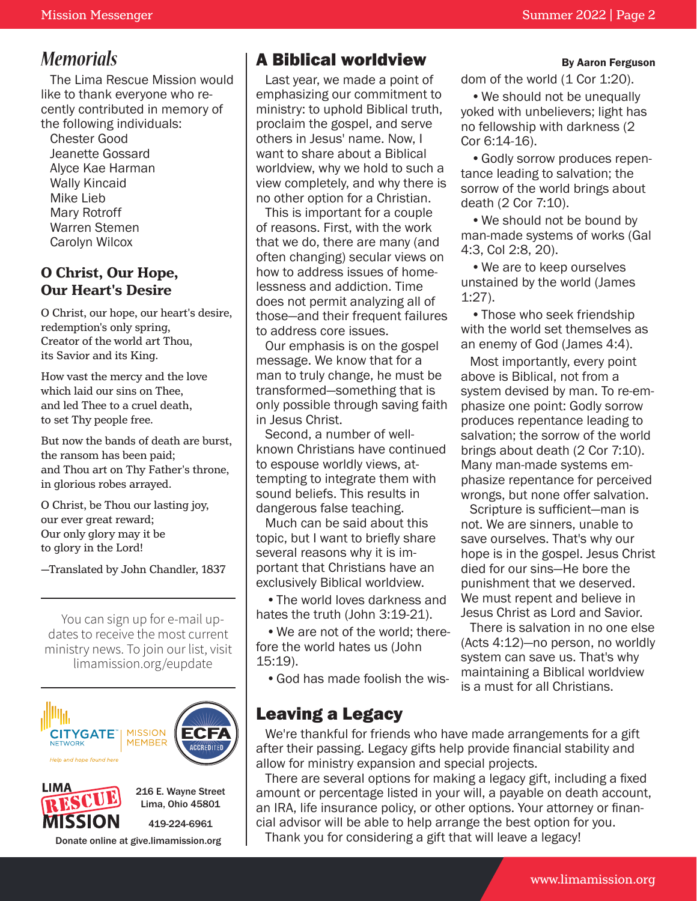## *Memorials*

The Lima Rescue Mission would like to thank everyone who recently contributed in memory of the following individuals:

Chester Good
Jeanette Gossard
Alyce Kae Harman
Wally Kincaid
Mike Lieb
Mary Rotroff
Warren Stemen
Carolyn Wilcox

### O Christ, Our Hope, Our Heart's Desire

O Christ, our hope, our heart's desire,
redemption's only spring,
Creator of the world art Thou,
its Savior and its King.

How vast the mercy and the love
which laid our sins on Thee,
and led Thee to a cruel death,
to set Thy people free.

But now the bands of death are burst,
the ransom has been paid;
and Thou art on Thy Father's throne,
in glorious robes arrayed.

O Christ, be Thou our lasting joy,
our ever great reward;
Our only glory may it be
to glory in the Lord!

—Translated by John Chandler, 1837

---

You can sign up for e-mail updates to receive the most current ministry news. To join our list, visit limamission.org/eupdate

---

CITYGATE NETWORK MISSION MEMBER

Help and hope found here

ECFA ACCREDITED

LIMA RESCUE MISSION

216 E. Wayne Street
Lima, Ohio 45801

419-224-6961

Donate online at give.limamission.org

## A Biblical worldview

**By Aaron Ferguson**

Last year, we made a point of emphasizing our commitment to ministry: to uphold Biblical truth, proclaim the gospel, and serve others in Jesus' name. Now, I want to share about a Biblical worldview, why we hold to such a view completely, and why there is no other option for a Christian.

This is important for a couple of reasons. First, with the work that we do, there are many (and often changing) secular views on how to address issues of homelessness and addiction. Time does not permit analyzing all of those—and their frequent failures to address core issues.

Our emphasis is on the gospel message. We know that for a man to truly change, he must be transformed—something that is only possible through saving faith in Jesus Christ.

Second, a number of well-known Christians have continued to espouse worldly views, attempting to integrate them with sound beliefs. This results in dangerous false teaching.

Much can be said about this topic, but I want to briefly share several reasons why it is important that Christians have an exclusively Biblical worldview.

- The world loves darkness and hates the truth (John 3:19-21).
- We are not of the world; therefore the world hates us (John 15:19).
- God has made foolish the wisdom of the world (1 Cor 1:20).
- We should not be unequally yoked with unbelievers; light has no fellowship with darkness (2 Cor 6:14-16).
- Godly sorrow produces repentance leading to salvation; the sorrow of the world brings about death (2 Cor 7:10).
- We should not be bound by man-made systems of works (Gal 4:3, Col 2:8, 20).
- We are to keep ourselves unstained by the world (James 1:27).
- Those who seek friendship with the world set themselves as an enemy of God (James 4:4).

Most importantly, every point above is Biblical, not from a system devised by man. To re-emphasize one point: Godly sorrow produces repentance leading to salvation; the sorrow of the world brings about death (2 Cor 7:10). Many man-made systems emphasize repentance for perceived wrongs, but none offer salvation.

Scripture is sufficient—man is not. We are sinners, unable to save ourselves. That's why our hope is in the gospel. Jesus Christ died for our sins—He bore the punishment that we deserved. We must repent and believe in Jesus Christ as Lord and Savior.

There is salvation in no one else (Acts 4:12)—no person, no worldly system can save us. That's why maintaining a Biblical worldview is a must for all Christians.

## Leaving a Legacy

We're thankful for friends who have made arrangements for a gift after their passing. Legacy gifts help provide financial stability and allow for ministry expansion and special projects.

There are several options for making a legacy gift, including a fixed amount or percentage listed in your will, a payable on death account, an IRA, life insurance policy, or other options. Your attorney or financial advisor will be able to help arrange the best option for you.

Thank you for considering a gift that will leave a legacy!